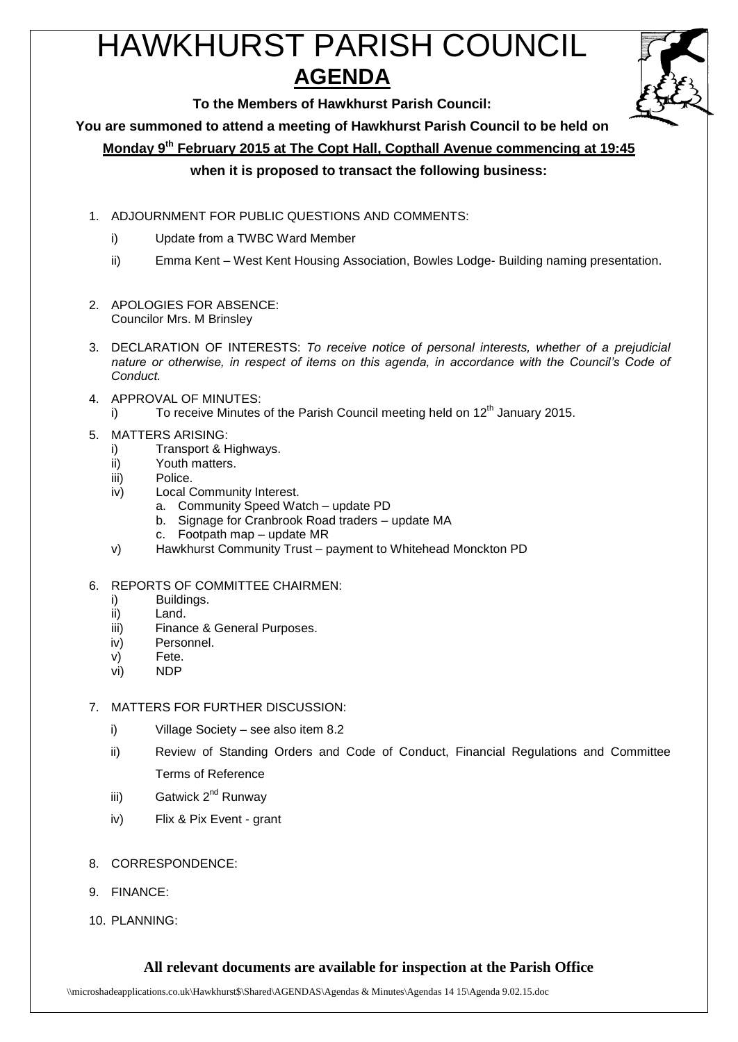# HAWKHURST PARISH COUNCIL

## AGENDA

**To the Members of Hawkhurst Parish Council:**

**You are summoned to attend a meeting of Hawkhurst Parish Council to be held on**

**Monday 9th February 2015 at The Copt Hall, Copthall Avenue commencing at 19:45**

**when it is proposed to transact the following business:**

1. ADJOURNMENT FOR PUBLIC QUESTIONS AND COMMENTS:
   - i) Update from a TWBC Ward Member
   - ii) Emma Kent – West Kent Housing Association, Bowles Lodge- Building naming presentation.

2. APOLOGIES FOR ABSENCE:
   Councilor Mrs. M Brinsley

3. DECLARATION OF INTERESTS: *To receive notice of personal interests, whether of a prejudicial nature or otherwise, in respect of items on this agenda, in accordance with the Council's Code of Conduct.*

4. APPROVAL OF MINUTES:
   - i) To receive Minutes of the Parish Council meeting held on 12th January 2015.

5. MATTERS ARISING:
   - i) Transport & Highways.
   - ii) Youth matters.
   - iii) Police.
   - iv) Local Community Interest.
     - a. Community Speed Watch – update PD
     - b. Signage for Cranbrook Road traders – update MA
     - c. Footpath map – update MR
   - v) Hawkhurst Community Trust – payment to Whitehead Monckton PD

6. REPORTS OF COMMITTEE CHAIRMEN:
   - i) Buildings.
   - ii) Land.
   - iii) Finance & General Purposes.
   - iv) Personnel.
   - v) Fete.
   - vi) NDP

7. MATTERS FOR FURTHER DISCUSSION:
   - i) Village Society – see also item 8.2
   - ii) Review of Standing Orders and Code of Conduct, Financial Regulations and Committee Terms of Reference
   - iii) Gatwick 2nd Runway
   - iv) Flix & Pix Event - grant

8. CORRESPONDENCE:

9. FINANCE:

10. PLANNING:

**All relevant documents are available for inspection at the Parish Office**

\\microshadeapplications.co.uk\Hawkhurst$\Shared\AGENDAS\Agendas & Minutes\Agendas 14 15\Agenda 9.02.15.doc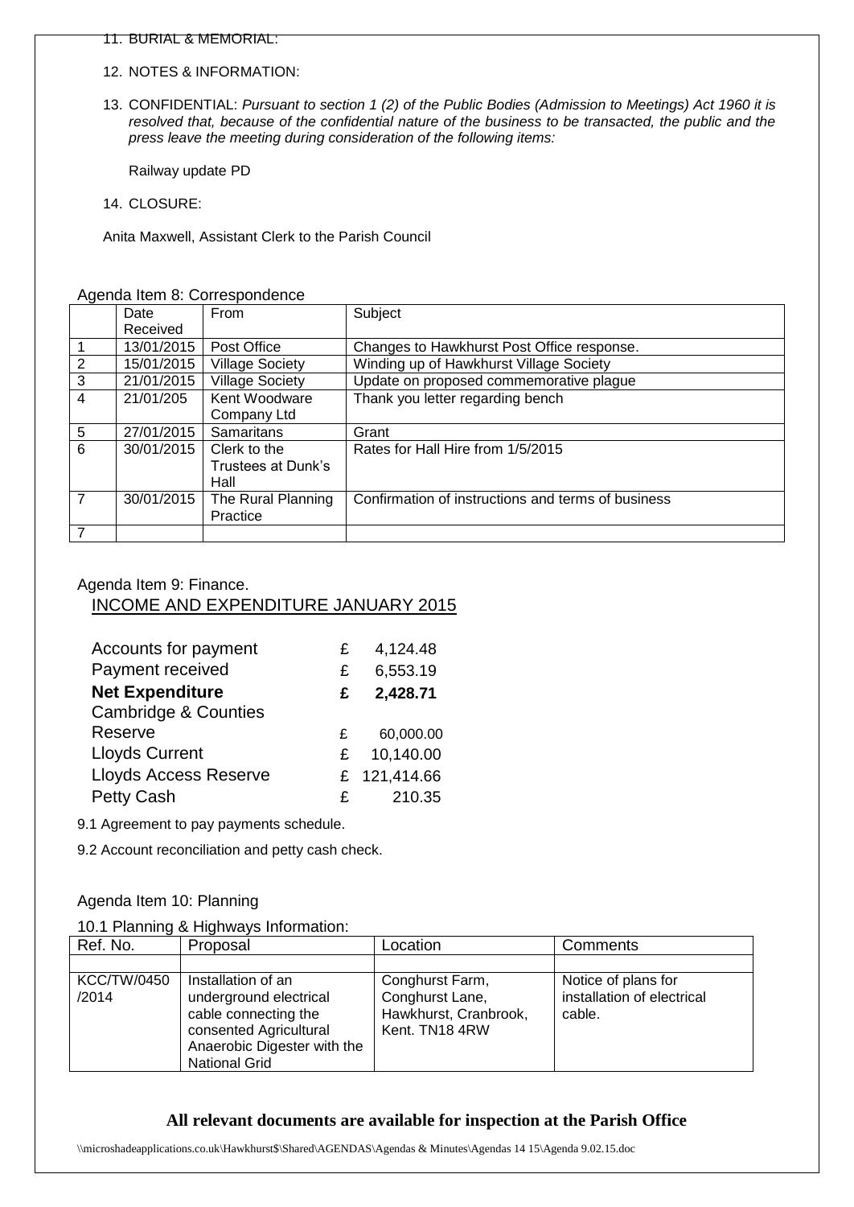11. BURIAL & MEMORIAL:

12. NOTES & INFORMATION:

13. CONFIDENTIAL: *Pursuant to section 1 (2) of the Public Bodies (Admission to Meetings) Act 1960 it is resolved that, because of the confidential nature of the business to be transacted, the public and the press leave the meeting during consideration of the following items:*

    Railway update PD

14. CLOSURE:

Anita Maxwell, Assistant Clerk to the Parish Council

Agenda Item 8: Correspondence

| | Date Received | From | Subject |
|---|---|---|---|
| 1 | 13/01/2015 | Post Office | Changes to Hawkhurst Post Office response. |
| 2 | 15/01/2015 | Village Society | Winding up of Hawkhurst Village Society |
| 3 | 21/01/2015 | Village Society | Update on proposed commemorative plague |
| 4 | 21/01/205 | Kent Woodware Company Ltd | Thank you letter regarding bench |
| 5 | 27/01/2015 | Samaritans | Grant |
| 6 | 30/01/2015 | Clerk to the Trustees at Dunk's Hall | Rates for Hall Hire from 1/5/2015 |
| 7 | 30/01/2015 | The Rural Planning Practice | Confirmation of instructions and terms of business |
| 7 | | | |

Agenda Item 9: Finance.

INCOME AND EXPENDITURE JANUARY 2015

| | | |
|---|---|---|
| Accounts for payment | £ | 4,124.48 |
| Payment received | £ | 6,553.19 |
| **Net Expenditure** | **£** | **2,428.71** |
| Cambridge & Counties Reserve | £ | 60,000.00 |
| Lloyds Current | £ | 10,140.00 |
| Lloyds Access Reserve | £ | 121,414.66 |
| Petty Cash | £ | 210.35 |

9.1 Agreement to pay payments schedule.

9.2 Account reconciliation and petty cash check.

Agenda Item 10: Planning

10.1 Planning & Highways Information:

| Ref. No. | Proposal | Location | Comments |
|---|---|---|---|
| | | | |
| KCC/TW/0450 /2014 | Installation of an underground electrical cable connecting the consented Agricultural Anaerobic Digester with the National Grid | Conghurst Farm, Conghurst Lane, Hawkhurst, Cranbrook, Kent. TN18 4RW | Notice of plans for installation of electrical cable. |

**All relevant documents are available for inspection at the Parish Office**

\\microshadeapplications.co.uk\Hawkhurst$\Shared\AGENDAS\Agendas & Minutes\Agendas 14 15\Agenda 9.02.15.doc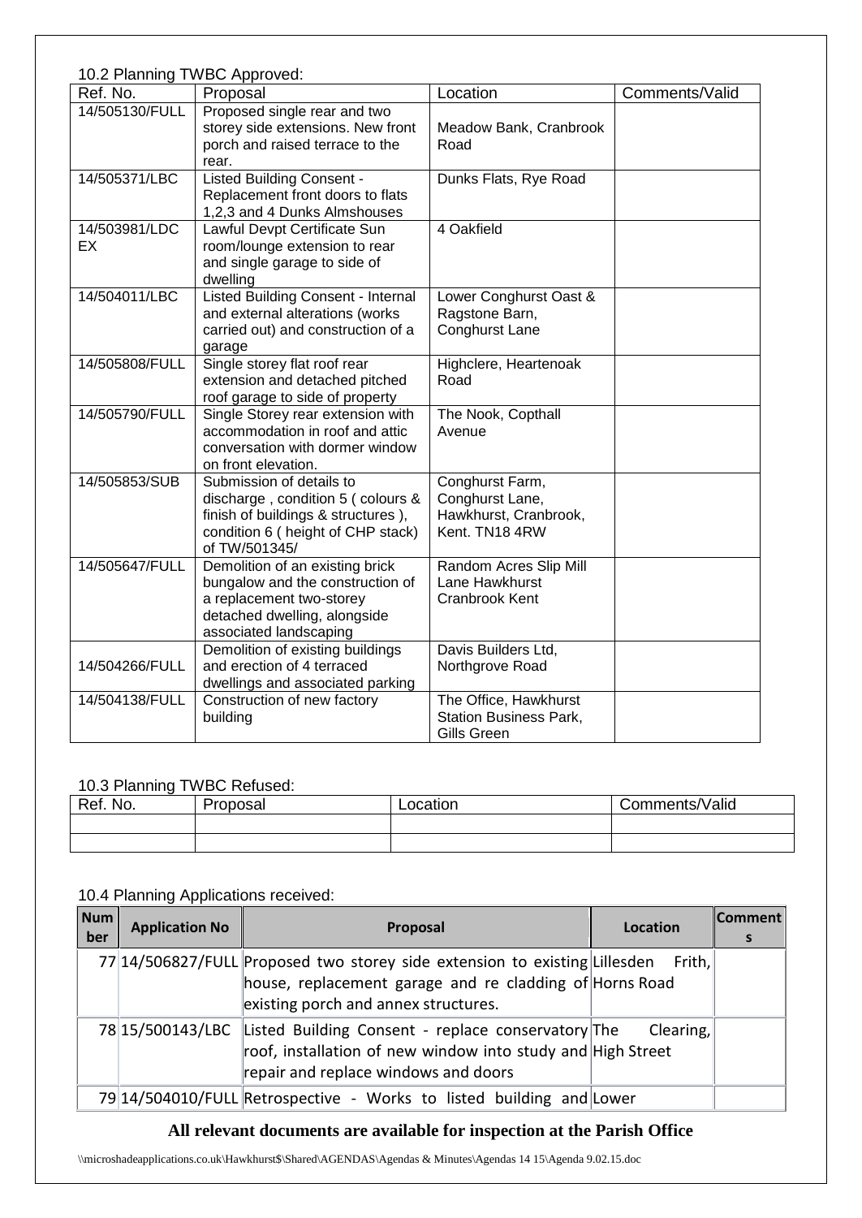10.2 Planning TWBC Approved:

| Ref. No. | Proposal | Location | Comments/Valid |
|---|---|---|---|
| 14/505130/FULL | Proposed single rear and two storey side extensions. New front porch and raised terrace to the rear. | Meadow Bank, Cranbrook Road | |
| 14/505371/LBC | Listed Building Consent - Replacement front doors to flats 1,2,3 and 4 Dunks Almshouses | Dunks Flats, Rye Road | |
| 14/503981/LDCEX | Lawful Devpt Certificate Sun room/lounge extension to rear and single garage to side of dwelling | 4 Oakfield | |
| 14/504011/LBC | Listed Building Consent - Internal and external alterations (works carried out) and construction of a garage | Lower Conghurst Oast & Ragstone Barn, Conghurst Lane | |
| 14/505808/FULL | Single storey flat roof rear extension and detached pitched roof garage to side of property | Highclere, Heartenoak Road | |
| 14/505790/FULL | Single Storey rear extension with accommodation in roof and attic conversation with dormer window on front elevation. | The Nook, Copthall Avenue | |
| 14/505853/SUB | Submission of details to discharge , condition 5 ( colours & finish of buildings & structures ), condition 6 ( height of CHP stack) of TW/501345/ | Conghurst Farm, Conghurst Lane, Hawkhurst, Cranbrook, Kent. TN18 4RW | |
| 14/505647/FULL | Demolition of an existing brick bungalow and the construction of a replacement two-storey detached dwelling, alongside associated landscaping | Random Acres Slip Mill Lane Hawkhurst Cranbrook Kent | |
| 14/504266/FULL | Demolition of existing buildings and erection of 4 terraced dwellings and associated parking | Davis Builders Ltd, Northgrove Road | |
| 14/504138/FULL | Construction of new factory building | The Office, Hawkhurst Station Business Park, Gills Green | |

10.3 Planning TWBC Refused:

| Ref. No. | Proposal | Location | Comments/Valid |
|---|---|---|---|
| | | | |
| | | | |

10.4 Planning Applications received:

| Number | Application No | Proposal | Location | Comments |
|---|---|---|---|---|
| 77 | 14/506827/FULL | Proposed two storey side extension to existing house, replacement garage and re cladding of existing porch and annex structures. | Lillesden Frith, Horns Road | |
| 78 | 15/500143/LBC | Listed Building Consent - replace conservatory roof, installation of new window into study and repair and replace windows and doors | The Clearing, High Street | |
| 79 | 14/504010/FULL | Retrospective - Works to listed building and | Lower | |

**All relevant documents are available for inspection at the Parish Office**

\\microshadeapplications.co.uk\Hawkhurst$\Shared\AGENDAS\Agendas & Minutes\Agendas 14 15\Agenda 9.02.15.doc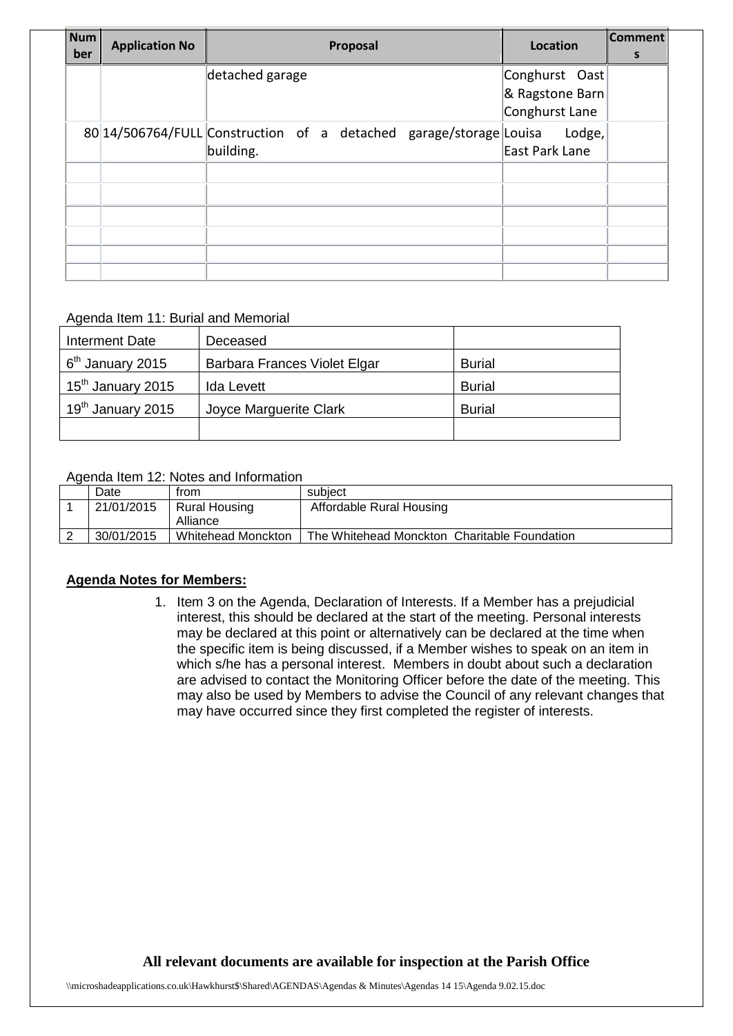| Number | Application No | Proposal | Location | Comments |
| --- | --- | --- | --- | --- |
| | | detached garage | Conghurst Oast & Ragstone Barn Conghurst Lane | |
| 80 | 14/506764/FULL | Construction of a detached garage/storage building. | Louisa Lodge, East Park Lane | |
| | | | | |
| | | | | |
| | | | | |
| | | | | |
| | | | | |
| | | | | |

Agenda Item 11: Burial and Memorial

| Interment Date | Deceased | |
| --- | --- | --- |
| 6th January 2015 | Barbara Frances Violet Elgar | Burial |
| 15th January 2015 | Ida Levett | Burial |
| 19th January 2015 | Joyce Marguerite Clark | Burial |
| | | |

Agenda Item 12: Notes and Information

| | Date | from | subject |
| --- | --- | --- | --- |
| 1 | 21/01/2015 | Rural Housing Alliance | Affordable Rural Housing |
| 2 | 30/01/2015 | Whitehead Monckton | The Whitehead Monckton Charitable Foundation |

**Agenda Notes for Members:**

1. Item 3 on the Agenda, Declaration of Interests. If a Member has a prejudicial interest, this should be declared at the start of the meeting. Personal interests may be declared at this point or alternatively can be declared at the time when the specific item is being discussed, if a Member wishes to speak on an item in which s/he has a personal interest. Members in doubt about such a declaration are advised to contact the Monitoring Officer before the date of the meeting. This may also be used by Members to advise the Council of any relevant changes that may have occurred since they first completed the register of interests.

**All relevant documents are available for inspection at the Parish Office**

\\microshadeapplications.co.uk\Hawkhurst$\Shared\AGENDAS\Agendas & Minutes\Agendas 14 15\Agenda 9.02.15.doc